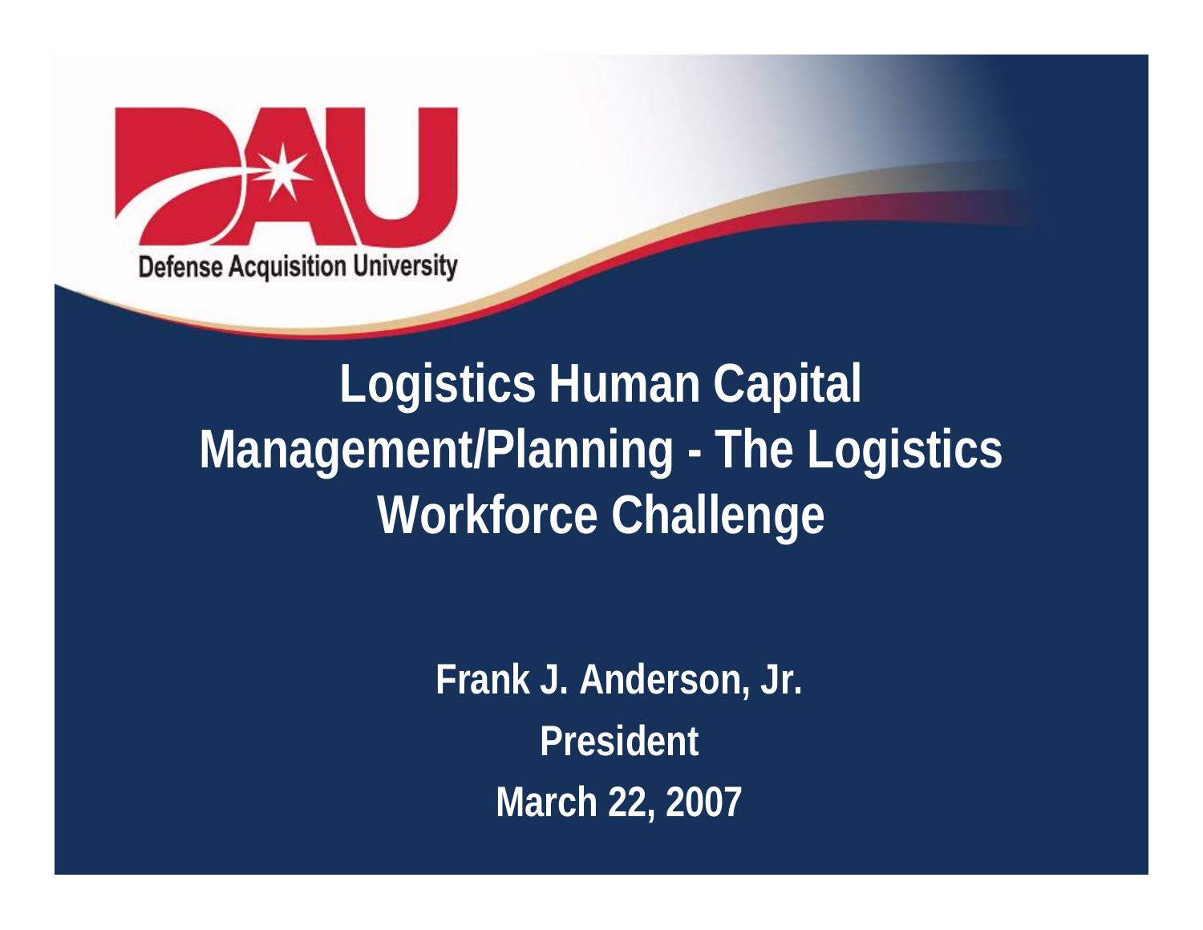Defense Acquisition University

# Logistics Human Capital Management/Planning - The Logistics Workforce Challenge

**Frank J. Anderson, Jr.**

**President**

**March 22, 2007**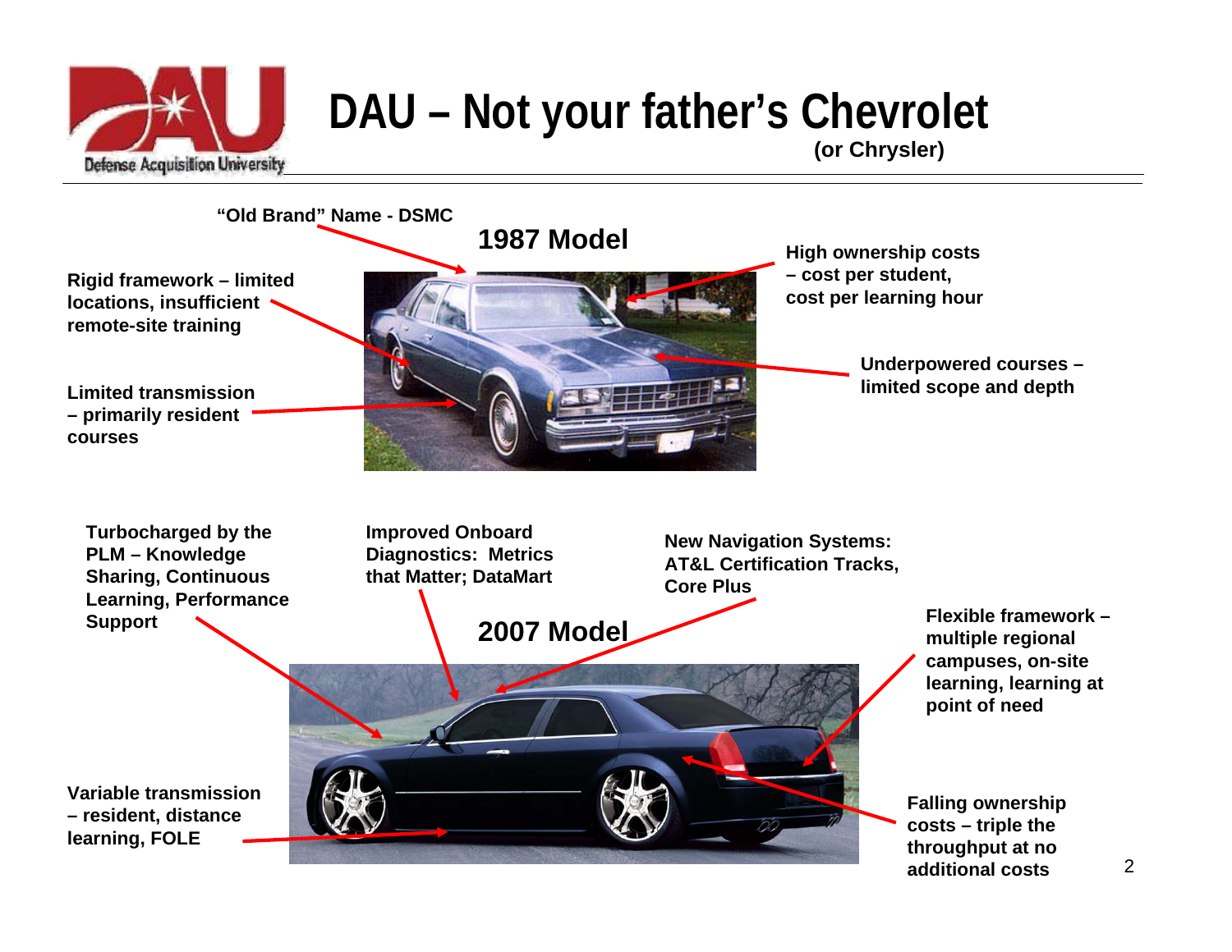# DAU – Not your father's Chevrolet

**(or Chrysler)**

## 1987 Model

- **"Old Brand" Name - DSMC**
- **Rigid framework – limited locations, insufficient remote-site training**
- **Limited transmission – primarily resident courses**
- **High ownership costs – cost per student, cost per learning hour**
- **Underpowered courses – limited scope and depth**

## 2007 Model

- **Turbocharged by the PLM – Knowledge Sharing, Continuous Learning, Performance Support**
- **Improved Onboard Diagnostics: Metrics that Matter; DataMart**
- **New Navigation Systems: AT&L Certification Tracks, Core Plus**
- **Flexible framework – multiple regional campuses, on-site learning, learning at point of need**
- **Variable transmission – resident, distance learning, FOLE**
- **Falling ownership costs – triple the throughput at no additional costs**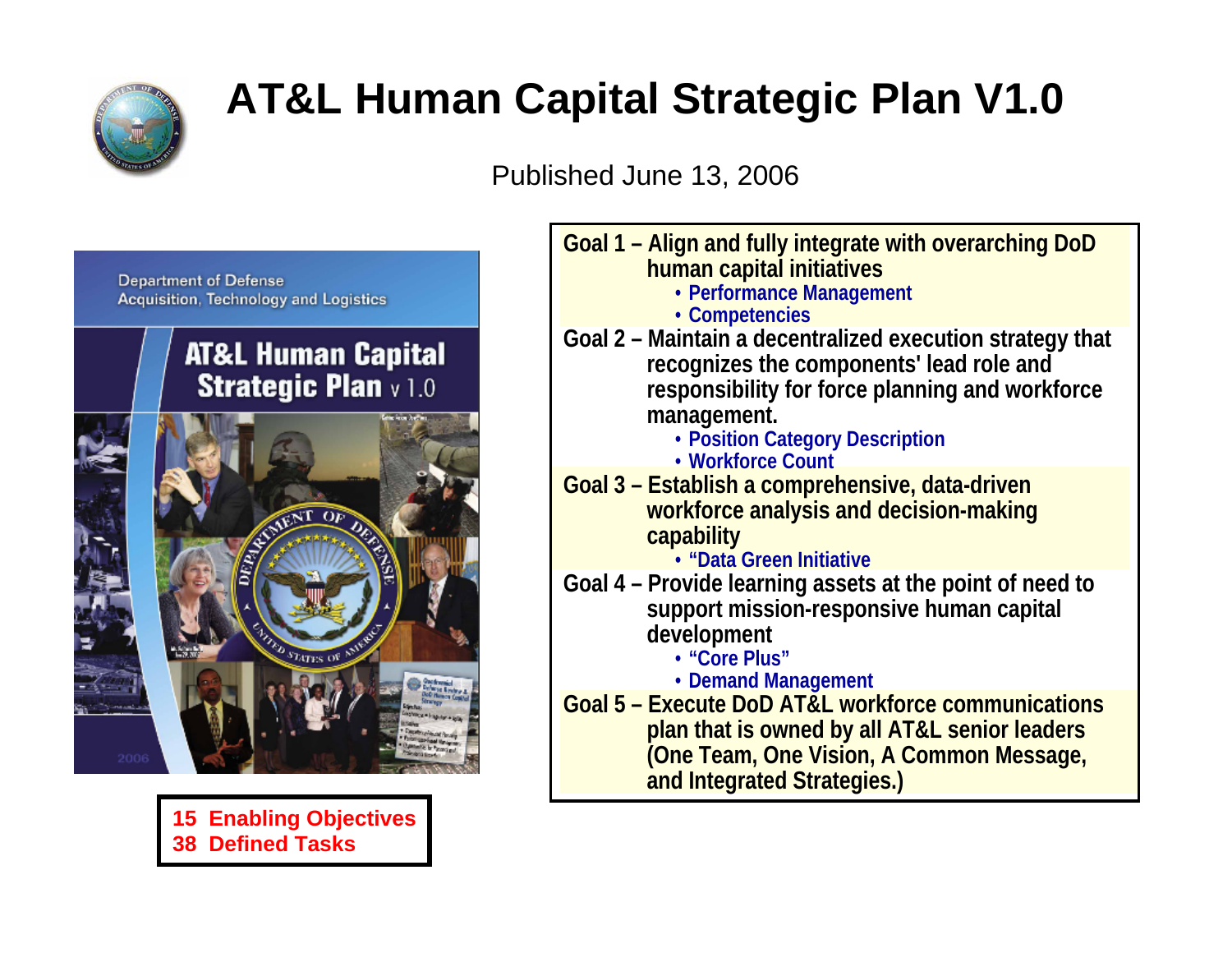# AT&L Human Capital Strategic Plan V1.0

Published June 13, 2006

**15 Enabling Objectives**
**38 Defined Tasks**

**Goal 1 – Align and fully integrate with overarching DoD human capital initiatives**
- Performance Management
- Competencies

**Goal 2 – Maintain a decentralized execution strategy that recognizes the components' lead role and responsibility for force planning and workforce management.**
- Position Category Description
- Workforce Count

**Goal 3 – Establish a comprehensive, data-driven workforce analysis and decision-making capability**
- "Data Green Initiative

**Goal 4 – Provide learning assets at the point of need to support mission-responsive human capital development**
- "Core Plus"
- Demand Management

**Goal 5 – Execute DoD AT&L workforce communications plan that is owned by all AT&L senior leaders (One Team, One Vision, A Common Message, and Integrated Strategies.)**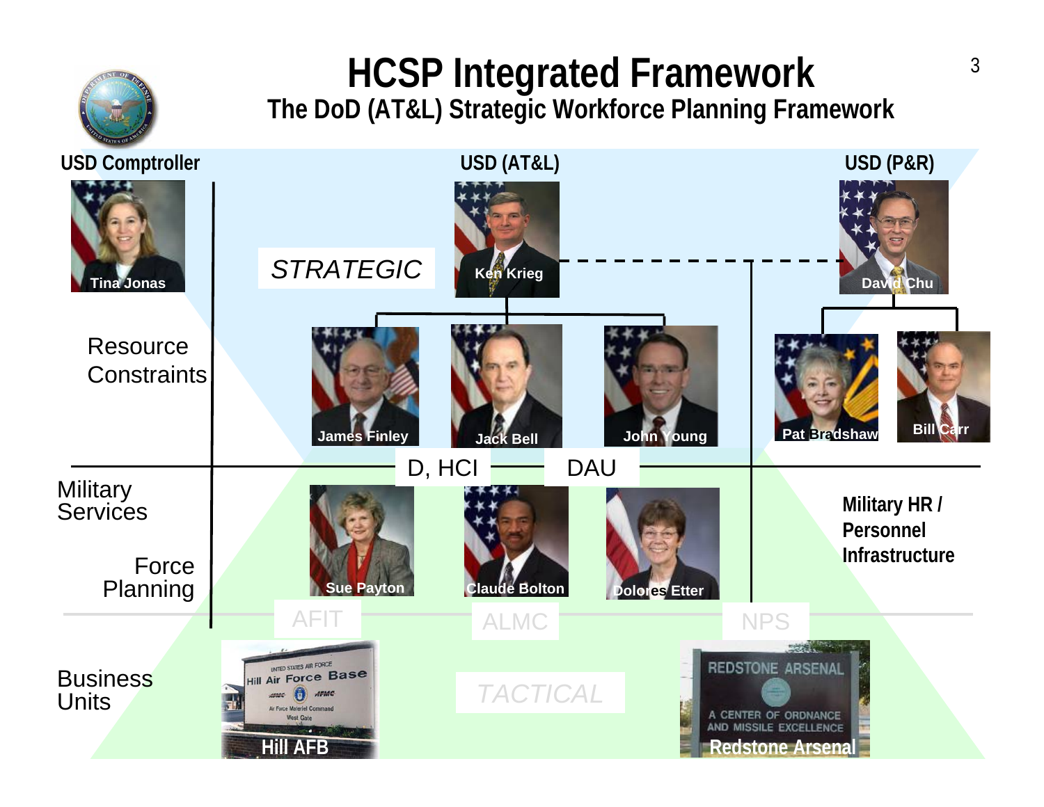# HCSP Integrated Framework

## The DoD (AT&L) Strategic Workforce Planning Framework

USD Comptroller

Tina Jonas

USD (AT&L)

STRATEGIC

Ken Krieg

USD (P&R)

David Chu

Resource Constraints

James Finley

Jack Bell

John Young

Pat Bradshaw

Bill Carr

D, HCI

DAU

Military Services

Force Planning

Sue Payton

Claude Bolton

Dolores Etter

Military HR / Personnel Infrastructure

AFIT

ALMC

NPS

Business Units

Hill AFB

TACTICAL

Redstone Arsenal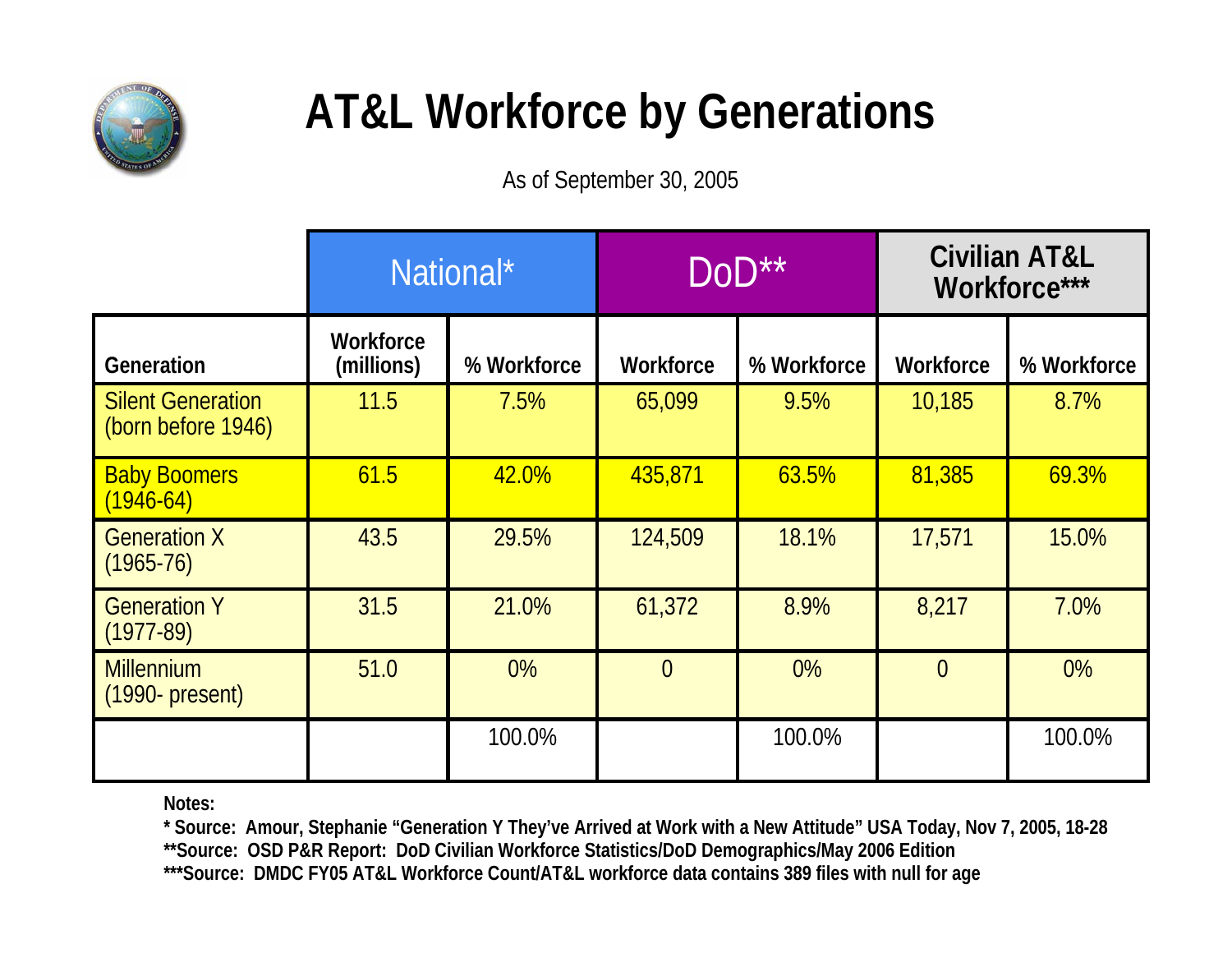# AT&L Workforce by Generations

As of September 30, 2005

| | National* | | DoD** | | Civilian AT&L Workforce*** | |
|---|---|---|---|---|---|---|
| **Generation** | **Workforce (millions)** | **% Workforce** | **Workforce** | **% Workforce** | **Workforce** | **% Workforce** |
| Silent Generation (born before 1946) | 11.5 | 7.5% | 65,099 | 9.5% | 10,185 | 8.7% |
| Baby Boomers (1946-64) | 61.5 | 42.0% | 435,871 | 63.5% | 81,385 | 69.3% |
| Generation X (1965-76) | 43.5 | 29.5% | 124,509 | 18.1% | 17,571 | 15.0% |
| Generation Y (1977-89) | 31.5 | 21.0% | 61,372 | 8.9% | 8,217 | 7.0% |
| Millennium (1990- present) | 51.0 | 0% | 0 | 0% | 0 | 0% |
| | | 100.0% | | 100.0% | | 100.0% |

**Notes:**

**\* Source: Amour, Stephanie "Generation Y They've Arrived at Work with a New Attitude" USA Today, Nov 7, 2005, 18-28**

**\*\*Source: OSD P&R Report: DoD Civilian Workforce Statistics/DoD Demographics/May 2006 Edition**

**\*\*\*Source: DMDC FY05 AT&L Workforce Count/AT&L workforce data contains 389 files with null for age**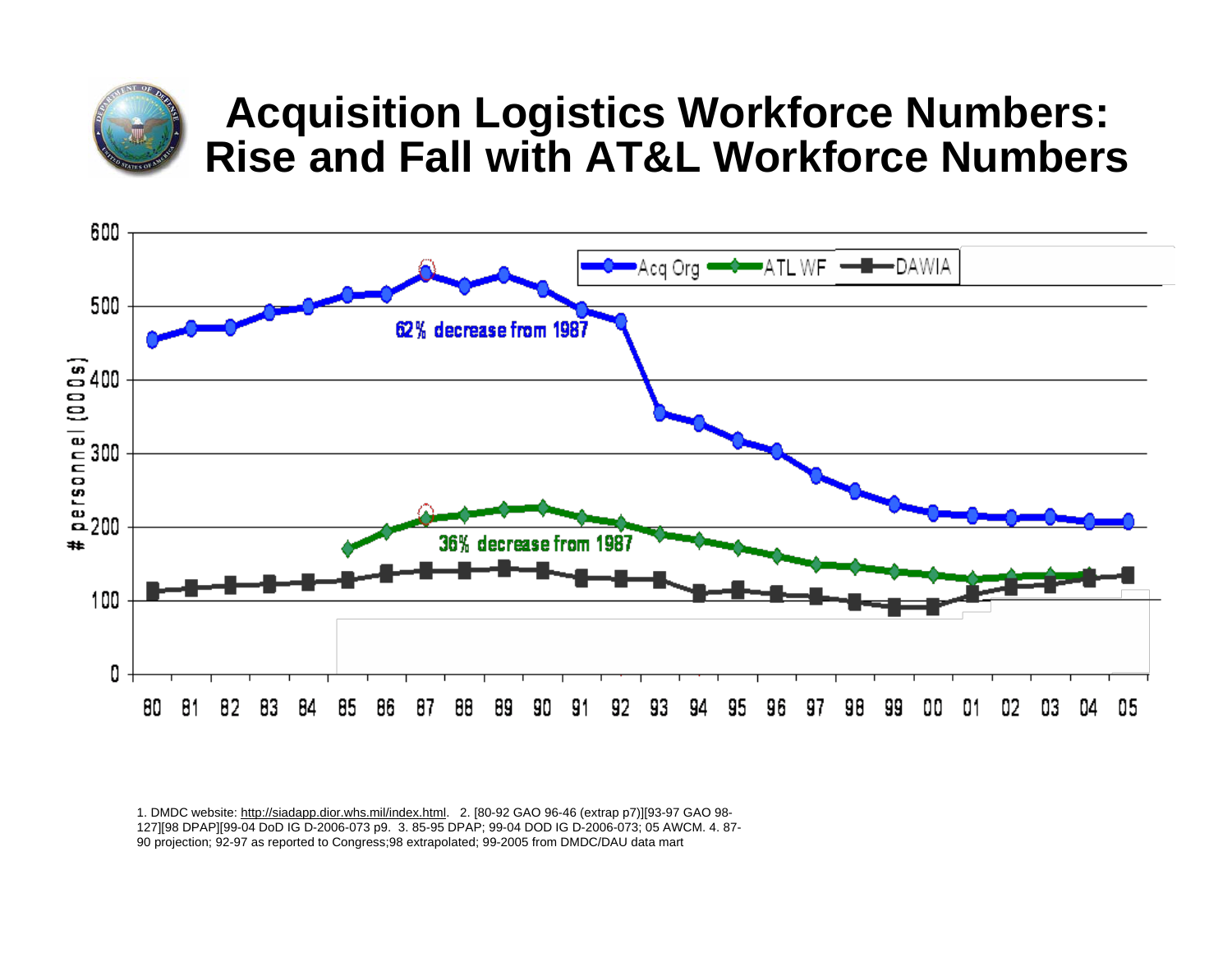# Acquisition Logistics Workforce Numbers: Rise and Fall with AT&L Workforce Numbers

1. DMDC website: http://siadapp.dior.whs.mil/index.html. 2. [80-92 GAO 96-46 (extrap p7)][93-97 GAO 98-127][98 DPAP][99-04 DoD IG D-2006-073 p9. 3. 85-95 DPAP; 99-04 DOD IG D-2006-073; 05 AWCM. 4. 87-90 projection; 92-97 as reported to Congress;98 extrapolated; 99-2005 from DMDC/DAU data mart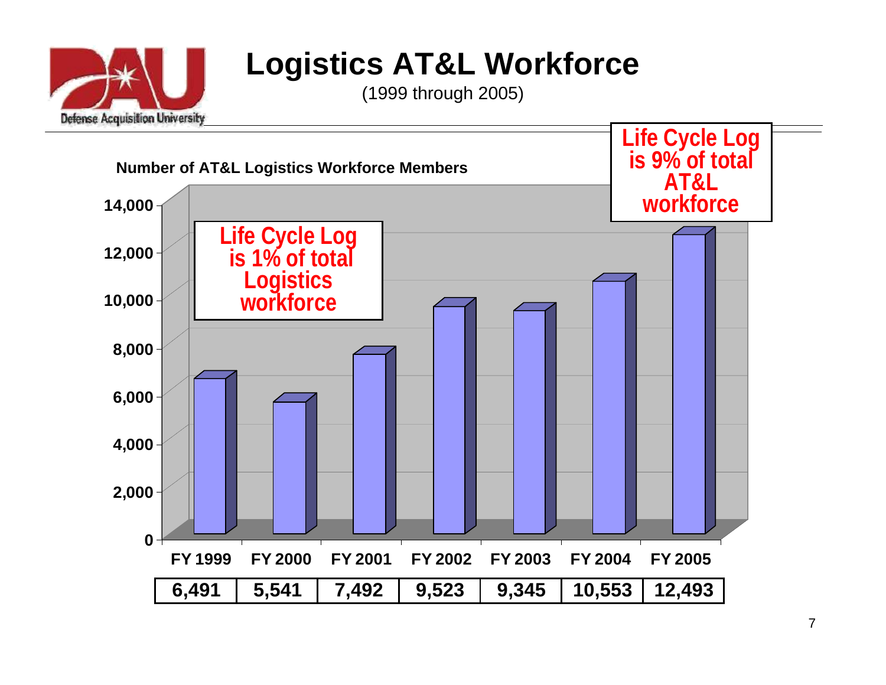# Logistics AT&L Workforce

(1999 through 2005)

**Number of AT&L Logistics Workforce Members**

Life Cycle Log is 1% of total Logistics workforce

Life Cycle Log is 9% of total AT&L workforce

| FY 1999 | FY 2000 | FY 2001 | FY 2002 | FY 2003 | FY 2004 | FY 2005 |
|---|---|---|---|---|---|---|
| 6,491 | 5,541 | 7,492 | 9,523 | 9,345 | 10,553 | 12,493 |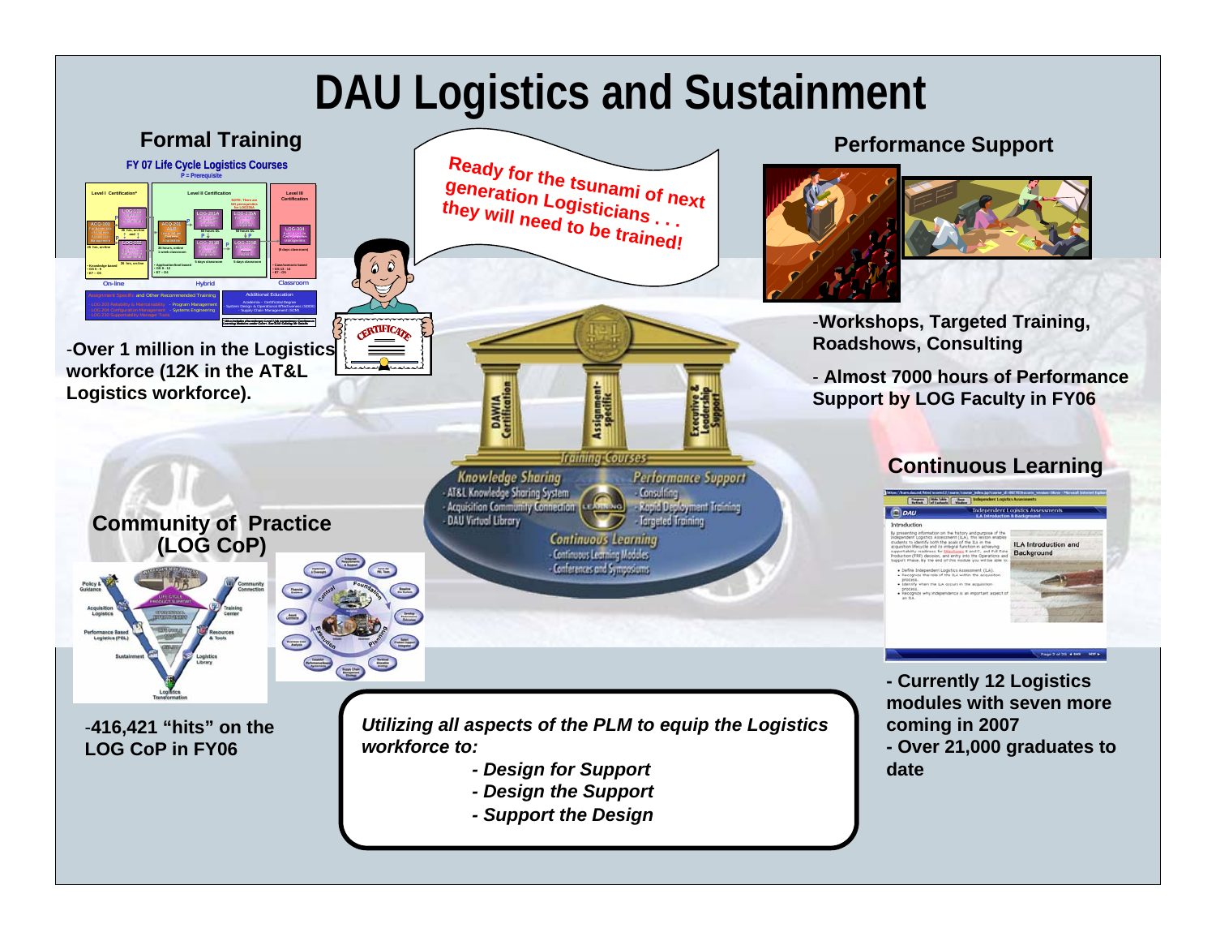# DAU Logistics and Sustainment

## Formal Training

FY 07 Life Cycle Logistics Courses

P = Prerequisite

-Over 1 million in the Logistics workforce (12K in the AT&L Logistics workforce).

*Ready for the tsunami of next generation Logisticians . . . they will need to be trained!*

## Performance Support

-Workshops, Targeted Training, Roadshows, Consulting

- Almost 7000 hours of Performance Support by LOG Faculty in FY06

DAWIA Certification | Assignment-specific | Executive & Leadership Support

Training Courses

Knowledge Sharing
- AT&L Knowledge Sharing System
- Acquisition Community Connection
- DAU Virtual Library

Performance Support
- Consulting
- Rapid Deployment Training
- Targeted Training

Continuous Learning
- Continuous Learning Modules
- Conferences and Symposiums

## Continuous Learning

- Currently 12 Logistics modules with seven more coming in 2007
- Over 21,000 graduates to date

## Community of Practice (LOG CoP)

-416,421 "hits" on the LOG CoP in FY06

*Utilizing all aspects of the PLM to equip the Logistics workforce to:*

- *Design for Support*
- *Design the Support*
- *Support the Design*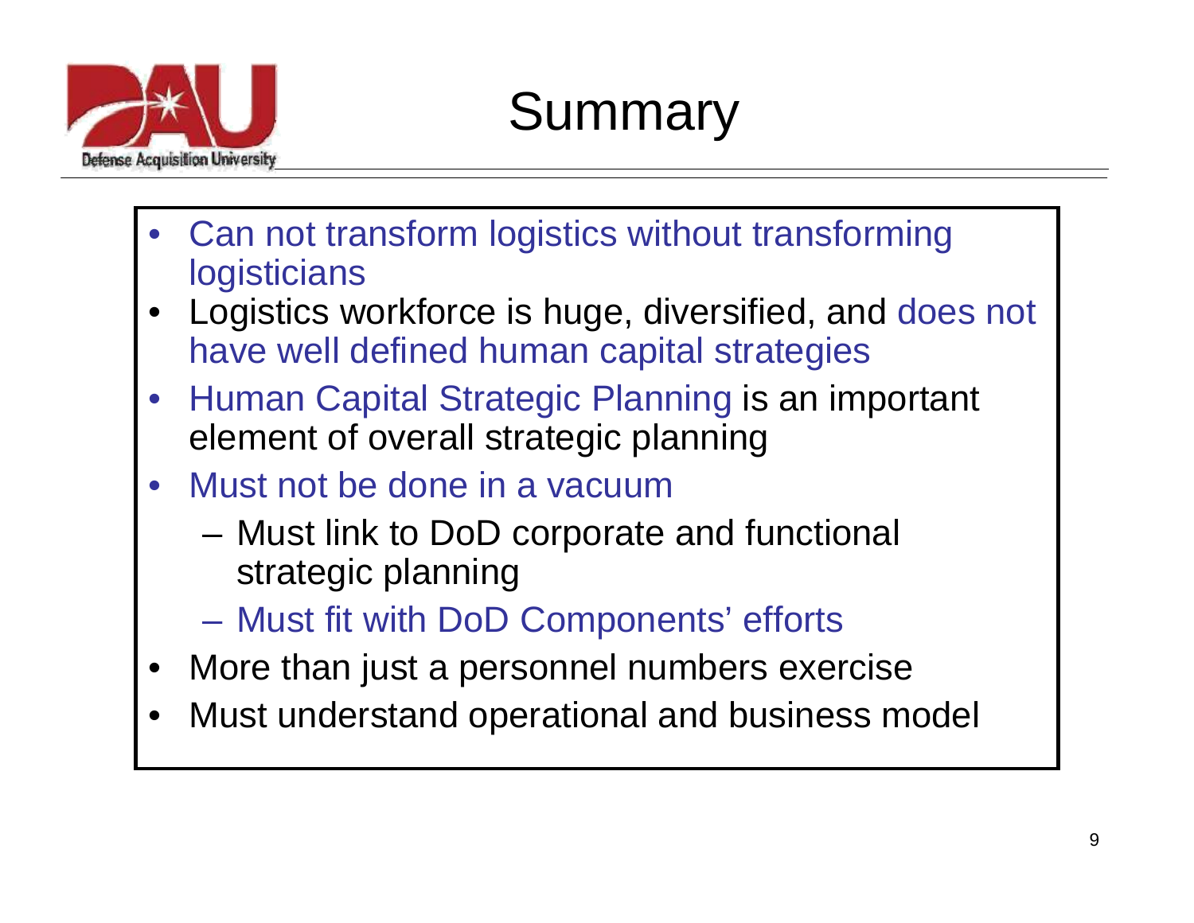# Summary

- Can not transform logistics without transforming logisticians
- Logistics workforce is huge, diversified, and does not have well defined human capital strategies
- Human Capital Strategic Planning is an important element of overall strategic planning
- Must not be done in a vacuum
  - Must link to DoD corporate and functional strategic planning
  - Must fit with DoD Components' efforts
- More than just a personnel numbers exercise
- Must understand operational and business model